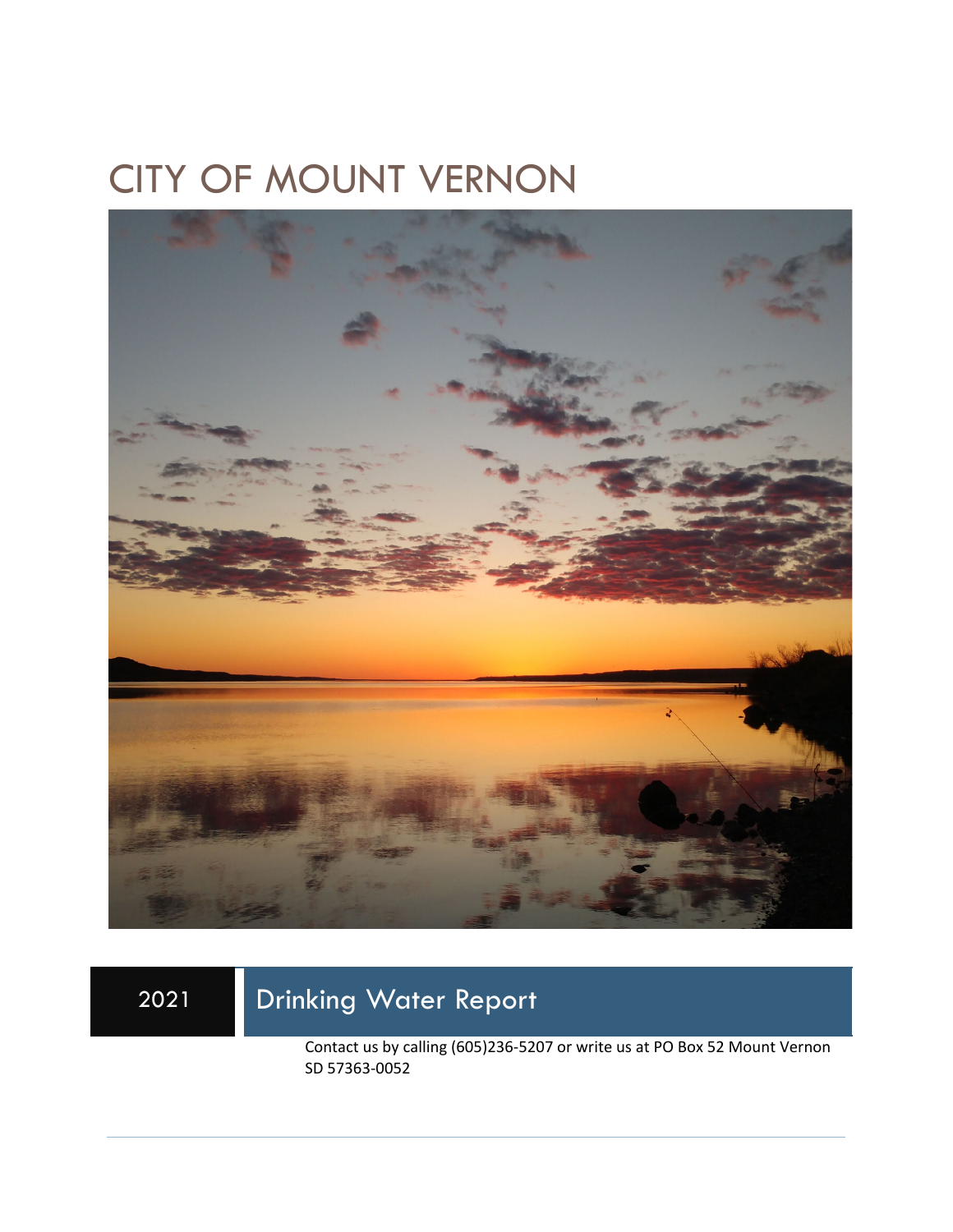# CITY OF MOUNT VERNON

## 2021 Drinking Water Report

Contact us by calling (605)236-5207 or write us at PO Box 52 Mount Vernon SD 57363-0052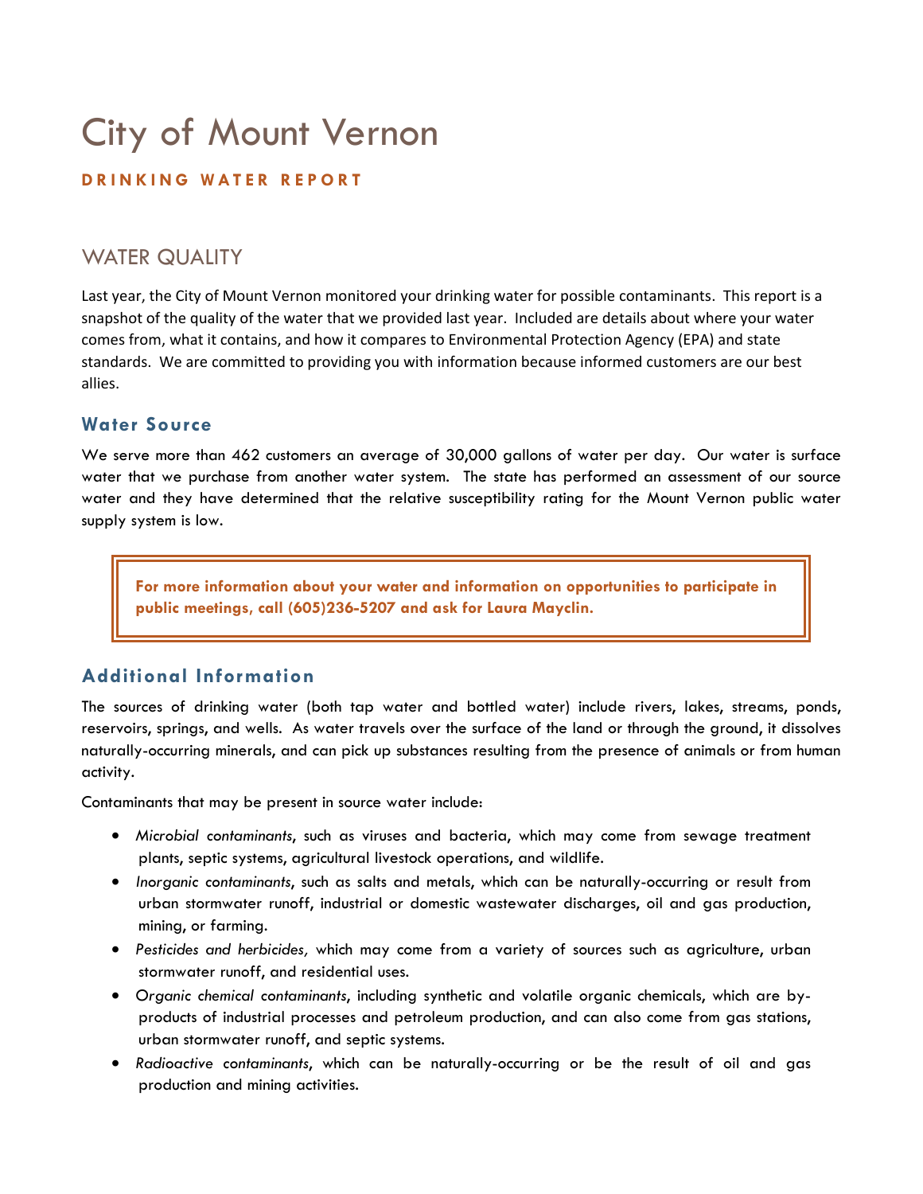# City of Mount Vernon

**DRINKING WATER REPORT**

## WATER QUALITY

Last year, the City of Mount Vernon monitored your drinking water for possible contaminants. This report is a snapshot of the quality of the water that we provided last year. Included are details about where your water comes from, what it contains, and how it compares to Environmental Protection Agency (EPA) and state standards. We are committed to providing you with information because informed customers are our best allies.

### Water Source

We serve more than 462 customers an average of 30,000 gallons of water per day. Our water is surface water that we purchase from another water system. The state has performed an assessment of our source water and they have determined that the relative susceptibility rating for the Mount Vernon public water supply system is low.

**For more information about your water and information on opportunities to participate in public meetings, call (605)236-5207 and ask for Laura Mayclin.**

### Additional Information

The sources of drinking water (both tap water and bottled water) include rivers, lakes, streams, ponds, reservoirs, springs, and wells. As water travels over the surface of the land or through the ground, it dissolves naturally-occurring minerals, and can pick up substances resulting from the presence of animals or from human activity.

Contaminants that may be present in source water include:

- *Microbial contaminants*, such as viruses and bacteria, which may come from sewage treatment plants, septic systems, agricultural livestock operations, and wildlife.
- *Inorganic contaminants*, such as salts and metals, which can be naturally-occurring or result from urban stormwater runoff, industrial or domestic wastewater discharges, oil and gas production, mining, or farming.
- *Pesticides and herbicides,* which may come from a variety of sources such as agriculture, urban stormwater runoff, and residential uses.
- *Organic chemical contaminants*, including synthetic and volatile organic chemicals, which are by-products of industrial processes and petroleum production, and can also come from gas stations, urban stormwater runoff, and septic systems.
- *Radioactive contaminants*, which can be naturally-occurring or be the result of oil and gas production and mining activities.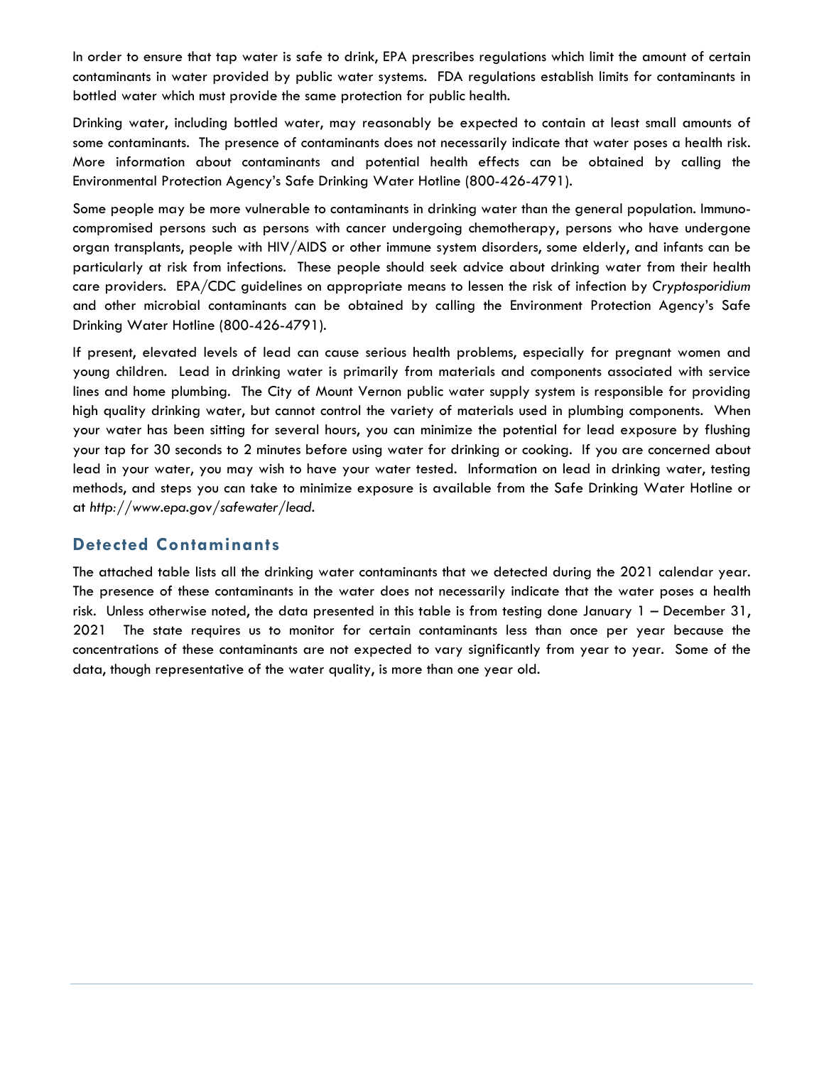In order to ensure that tap water is safe to drink, EPA prescribes regulations which limit the amount of certain contaminants in water provided by public water systems. FDA regulations establish limits for contaminants in bottled water which must provide the same protection for public health.

Drinking water, including bottled water, may reasonably be expected to contain at least small amounts of some contaminants. The presence of contaminants does not necessarily indicate that water poses a health risk. More information about contaminants and potential health effects can be obtained by calling the Environmental Protection Agency's Safe Drinking Water Hotline (800-426-4791).

Some people may be more vulnerable to contaminants in drinking water than the general population. Immuno-compromised persons such as persons with cancer undergoing chemotherapy, persons who have undergone organ transplants, people with HIV/AIDS or other immune system disorders, some elderly, and infants can be particularly at risk from infections. These people should seek advice about drinking water from their health care providers. EPA/CDC guidelines on appropriate means to lessen the risk of infection by *Cryptosporidium* and other microbial contaminants can be obtained by calling the Environment Protection Agency's Safe Drinking Water Hotline (800-426-4791).

If present, elevated levels of lead can cause serious health problems, especially for pregnant women and young children. Lead in drinking water is primarily from materials and components associated with service lines and home plumbing. The City of Mount Vernon public water supply system is responsible for providing high quality drinking water, but cannot control the variety of materials used in plumbing components. When your water has been sitting for several hours, you can minimize the potential for lead exposure by flushing your tap for 30 seconds to 2 minutes before using water for drinking or cooking. If you are concerned about lead in your water, you may wish to have your water tested. Information on lead in drinking water, testing methods, and steps you can take to minimize exposure is available from the Safe Drinking Water Hotline or at *http://www.epa.gov/safewater/lead*.

## Detected Contaminants

The attached table lists all the drinking water contaminants that we detected during the 2021 calendar year. The presence of these contaminants in the water does not necessarily indicate that the water poses a health risk. Unless otherwise noted, the data presented in this table is from testing done January 1 – December 31, 2021 The state requires us to monitor for certain contaminants less than once per year because the concentrations of these contaminants are not expected to vary significantly from year to year. Some of the data, though representative of the water quality, is more than one year old.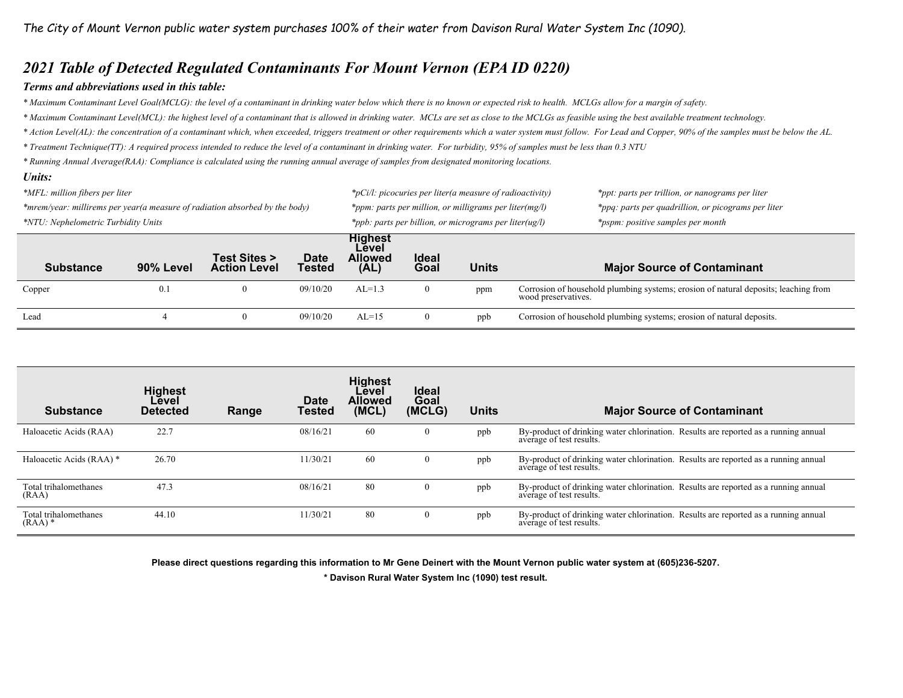*The City of Mount Vernon public water system purchases 100% of their water from Davison Rural Water System Inc (1090).*

## *2021 Table of Detected Regulated Contaminants For Mount Vernon (EPA ID 0220)*

### *Terms and abbreviations used in this table:*

* *Maximum Contaminant Level Goal(MCLG): the level of a contaminant in drinking water below which there is no known or expected risk to health. MCLGs allow for a margin of safety.*
* *Maximum Contaminant Level(MCL): the highest level of a contaminant that is allowed in drinking water. MCLs are set as close to the MCLGs as feasible using the best available treatment technology.*
* *Action Level(AL): the concentration of a contaminant which, when exceeded, triggers treatment or other requirements which a water system must follow. For Lead and Copper, 90% of the samples must be below the AL.*
* *Treatment Technique(TT): A required process intended to reduce the level of a contaminant in drinking water. For turbidity, 95% of samples must be less than 0.3 NTU*
* *Running Annual Average(RAA): Compliance is calculated using the running annual average of samples from designated monitoring locations.*

### *Units:*

*MFL: million fibers per liter*
*mrem/year: millirems per year(a measure of radiation absorbed by the body)*
*NTU: Nephelometric Turbidity Units*
*pCi/l: picocuries per liter(a measure of radioactivity)*
*ppm: parts per million, or milligrams per liter(mg/l)*
*ppb: parts per billion, or micrograms per liter(ug/l)*
*ppt: parts per trillion, or nanograms per liter*
*ppq: parts per quadrillion, or picograms per liter*
*pspm: positive samples per month*

| Substance | 90% Level | Test Sites > Action Level | Date Tested | Highest Level Allowed (AL) | Ideal Goal | Units | Major Source of Contaminant |
|---|---|---|---|---|---|---|---|
| Copper | 0.1 | 0 | 09/10/20 | AL=1.3 | 0 | ppm | Corrosion of household plumbing systems; erosion of natural deposits; leaching from wood preservatives. |
| Lead | 4 | 0 | 09/10/20 | AL=15 | 0 | ppb | Corrosion of household plumbing systems; erosion of natural deposits. |

| Substance | Highest Level Detected | Range | Date Tested | Highest Level Allowed (MCL) | Ideal Goal (MCLG) | Units | Major Source of Contaminant |
|---|---|---|---|---|---|---|---|
| Haloacetic Acids (RAA) | 22.7 | | 08/16/21 | 60 | 0 | ppb | By-product of drinking water chlorination. Results are reported as a running annual average of test results. |
| Haloacetic Acids (RAA) * | 26.70 | | 11/30/21 | 60 | 0 | ppb | By-product of drinking water chlorination. Results are reported as a running annual average of test results. |
| Total trihalomethanes (RAA) | 47.3 | | 08/16/21 | 80 | 0 | ppb | By-product of drinking water chlorination. Results are reported as a running annual average of test results. |
| Total trihalomethanes (RAA) * | 44.10 | | 11/30/21 | 80 | 0 | ppb | By-product of drinking water chlorination. Results are reported as a running annual average of test results. |

**Please direct questions regarding this information to Mr Gene Deinert with the Mount Vernon public water system at (605)236-5207.**

*** Davison Rural Water System Inc (1090) test result.**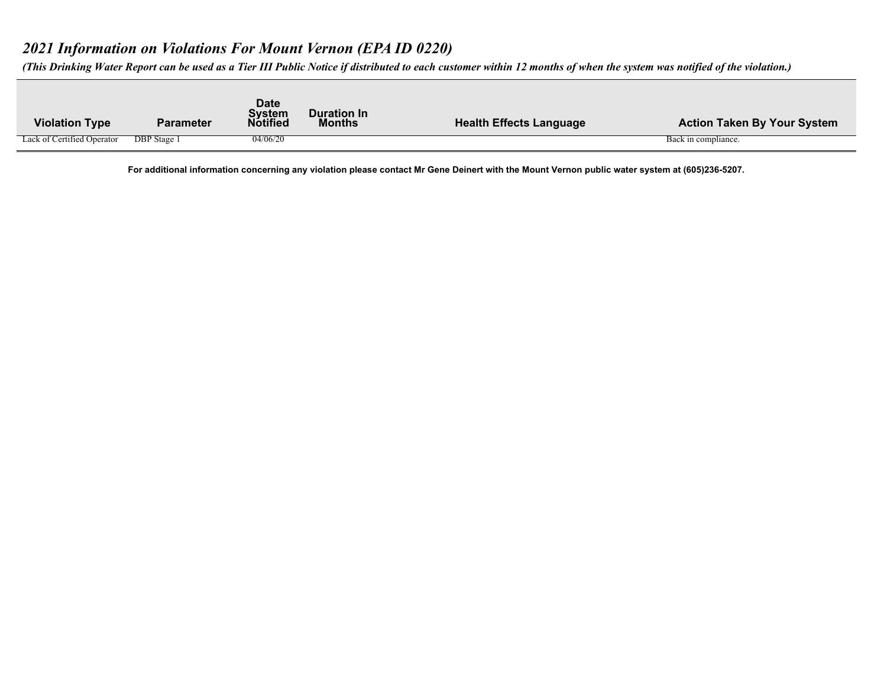## *2021 Information on Violations For Mount Vernon (EPA ID 0220)*

***(This Drinking Water Report can be used as a Tier III Public Notice if distributed to each customer within 12 months of when the system was notified of the violation.)***

| Violation Type | Parameter | Date System Notified | Duration In Months | Health Effects Language | Action Taken By Your System |
|---|---|---|---|---|---|
| Lack of Certified Operator | DBP Stage 1 | 04/06/20 | | | Back in compliance. |

**For additional information concerning any violation please contact Mr Gene Deinert with the Mount Vernon public water system at (605)236-5207.**